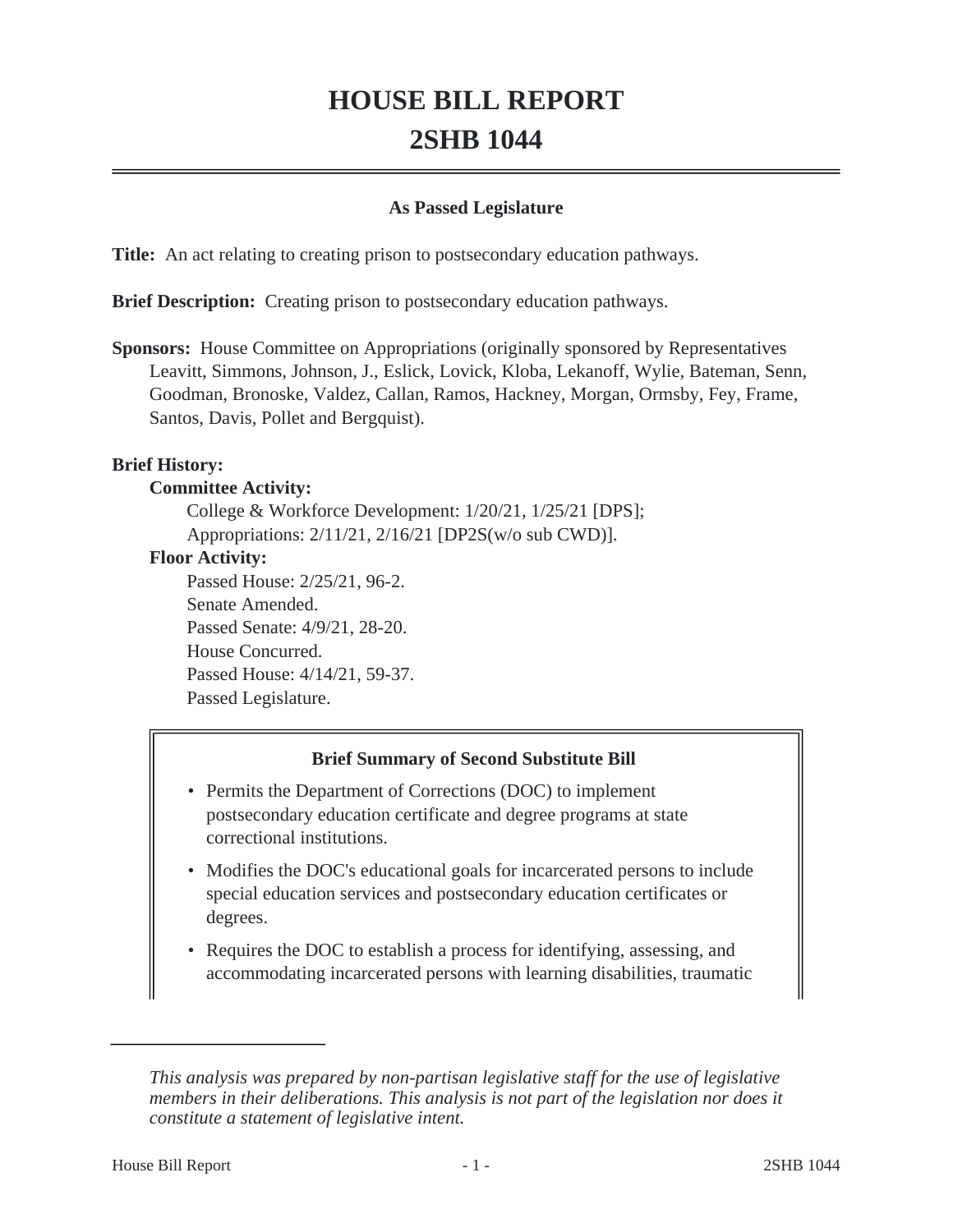# HOUSE BILL REPORT
# 2SHB 1044

**As Passed Legislature**

**Title:** An act relating to creating prison to postsecondary education pathways.

**Brief Description:** Creating prison to postsecondary education pathways.

**Sponsors:** House Committee on Appropriations (originally sponsored by Representatives Leavitt, Simmons, Johnson, J., Eslick, Lovick, Kloba, Lekanoff, Wylie, Bateman, Senn, Goodman, Bronoske, Valdez, Callan, Ramos, Hackney, Morgan, Ormsby, Fey, Frame, Santos, Davis, Pollet and Bergquist).

**Brief History:**

**Committee Activity:**

College & Workforce Development: 1/20/21, 1/25/21 [DPS];
Appropriations: 2/11/21, 2/16/21 [DP2S(w/o sub CWD)].

**Floor Activity:**

Passed House: 2/25/21, 96-2.
Senate Amended.
Passed Senate: 4/9/21, 28-20.
House Concurred.
Passed House: 4/14/21, 59-37.
Passed Legislature.

**Brief Summary of Second Substitute Bill**

- Permits the Department of Corrections (DOC) to implement postsecondary education certificate and degree programs at state correctional institutions.
- Modifies the DOC's educational goals for incarcerated persons to include special education services and postsecondary education certificates or degrees.
- Requires the DOC to establish a process for identifying, assessing, and accommodating incarcerated persons with learning disabilities, traumatic

*This analysis was prepared by non-partisan legislative staff for the use of legislative members in their deliberations. This analysis is not part of the legislation nor does it constitute a statement of legislative intent.*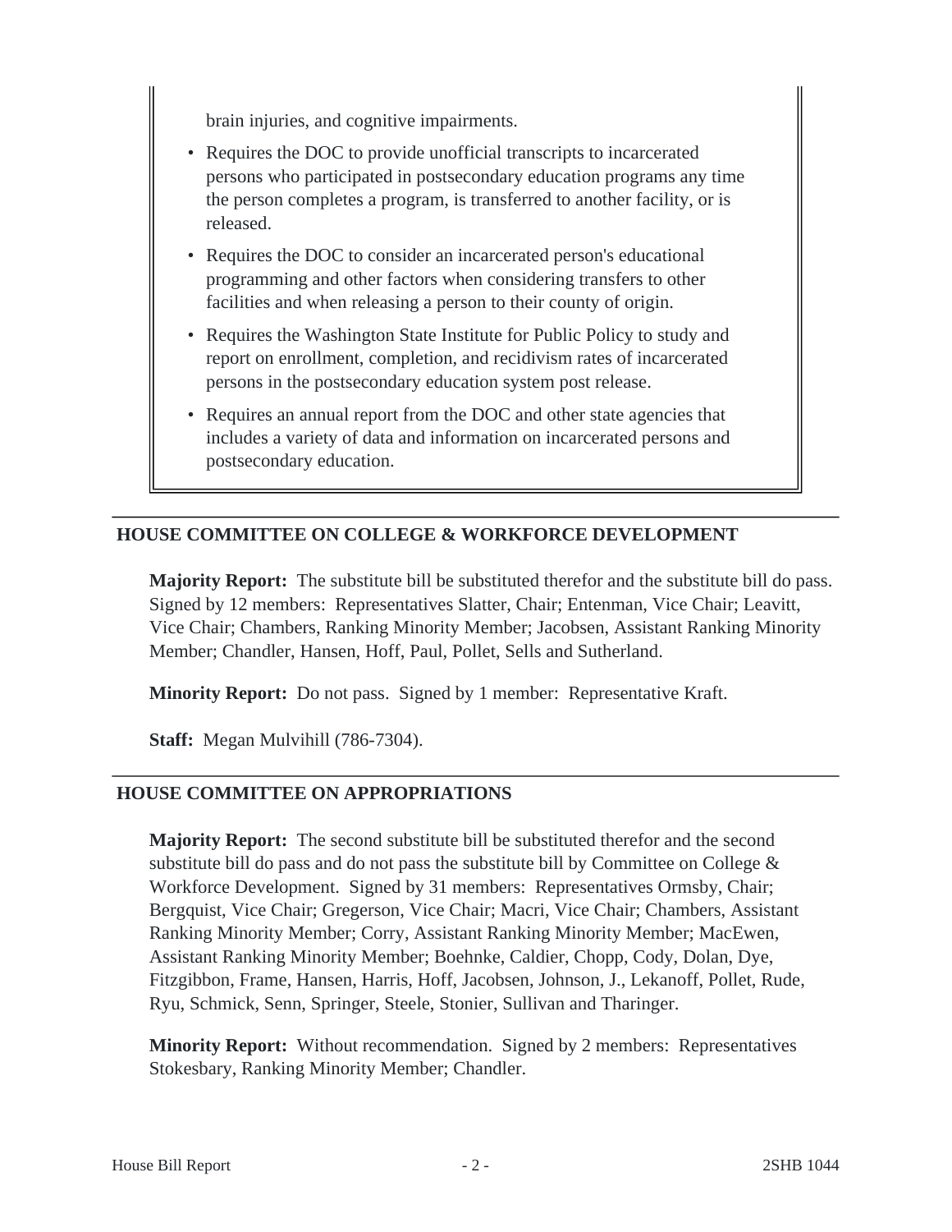brain injuries, and cognitive impairments.

- Requires the DOC to provide unofficial transcripts to incarcerated persons who participated in postsecondary education programs any time the person completes a program, is transferred to another facility, or is released.
- Requires the DOC to consider an incarcerated person's educational programming and other factors when considering transfers to other facilities and when releasing a person to their county of origin.
- Requires the Washington State Institute for Public Policy to study and report on enrollment, completion, and recidivism rates of incarcerated persons in the postsecondary education system post release.
- Requires an annual report from the DOC and other state agencies that includes a variety of data and information on incarcerated persons and postsecondary education.

## HOUSE COMMITTEE ON COLLEGE & WORKFORCE DEVELOPMENT

**Majority Report:** The substitute bill be substituted therefor and the substitute bill do pass. Signed by 12 members: Representatives Slatter, Chair; Entenman, Vice Chair; Leavitt, Vice Chair; Chambers, Ranking Minority Member; Jacobsen, Assistant Ranking Minority Member; Chandler, Hansen, Hoff, Paul, Pollet, Sells and Sutherland.

**Minority Report:** Do not pass. Signed by 1 member: Representative Kraft.

**Staff:** Megan Mulvihill (786-7304).

## HOUSE COMMITTEE ON APPROPRIATIONS

**Majority Report:** The second substitute bill be substituted therefor and the second substitute bill do pass and do not pass the substitute bill by Committee on College & Workforce Development. Signed by 31 members: Representatives Ormsby, Chair; Bergquist, Vice Chair; Gregerson, Vice Chair; Macri, Vice Chair; Chambers, Assistant Ranking Minority Member; Corry, Assistant Ranking Minority Member; MacEwen, Assistant Ranking Minority Member; Boehnke, Caldier, Chopp, Cody, Dolan, Dye, Fitzgibbon, Frame, Hansen, Harris, Hoff, Jacobsen, Johnson, J., Lekanoff, Pollet, Rude, Ryu, Schmick, Senn, Springer, Steele, Stonier, Sullivan and Tharinger.

**Minority Report:** Without recommendation. Signed by 2 members: Representatives Stokesbary, Ranking Minority Member; Chandler.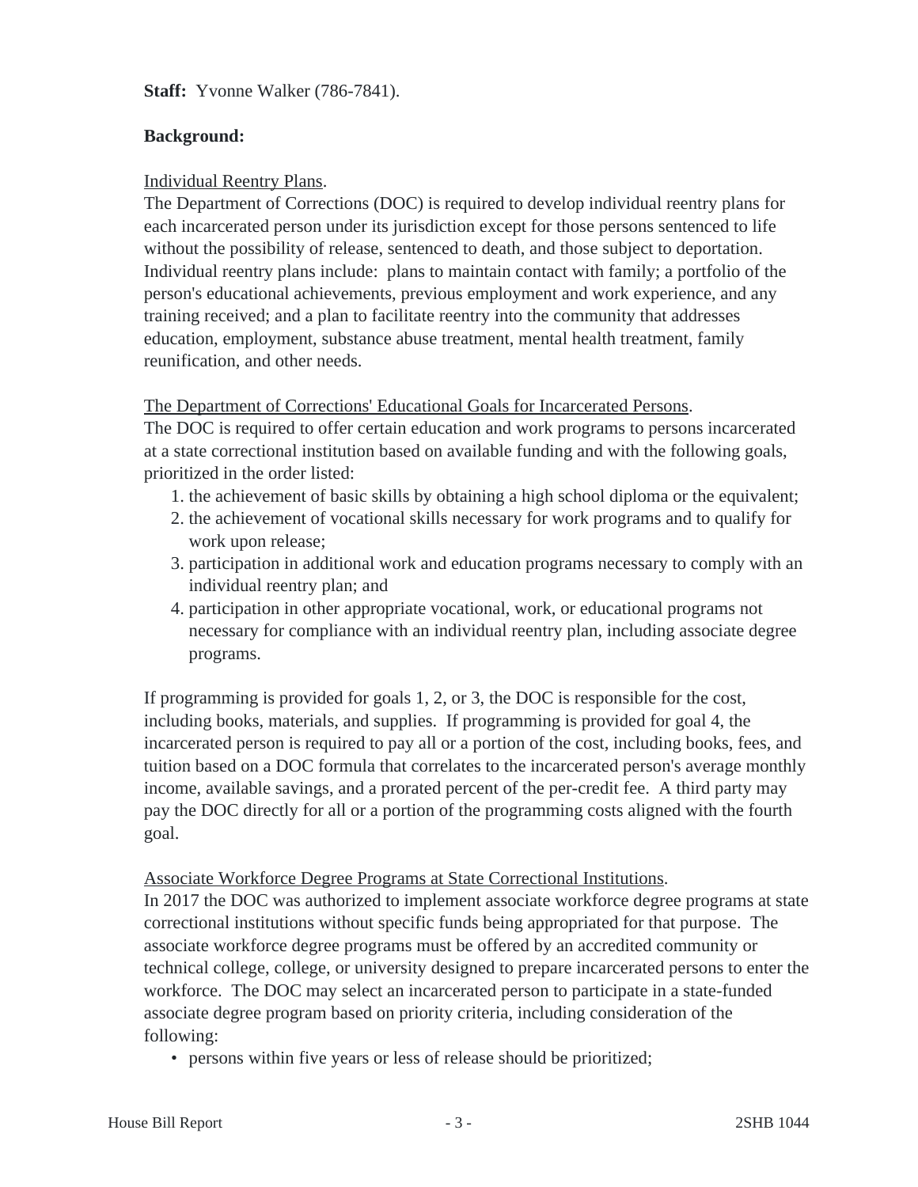**Staff:** Yvonne Walker (786-7841).

**Background:**

Individual Reentry Plans.

The Department of Corrections (DOC) is required to develop individual reentry plans for each incarcerated person under its jurisdiction except for those persons sentenced to life without the possibility of release, sentenced to death, and those subject to deportation. Individual reentry plans include: plans to maintain contact with family; a portfolio of the person's educational achievements, previous employment and work experience, and any training received; and a plan to facilitate reentry into the community that addresses education, employment, substance abuse treatment, mental health treatment, family reunification, and other needs.

The Department of Corrections' Educational Goals for Incarcerated Persons.

The DOC is required to offer certain education and work programs to persons incarcerated at a state correctional institution based on available funding and with the following goals, prioritized in the order listed:

1. the achievement of basic skills by obtaining a high school diploma or the equivalent;
2. the achievement of vocational skills necessary for work programs and to qualify for work upon release;
3. participation in additional work and education programs necessary to comply with an individual reentry plan; and
4. participation in other appropriate vocational, work, or educational programs not necessary for compliance with an individual reentry plan, including associate degree programs.

If programming is provided for goals 1, 2, or 3, the DOC is responsible for the cost, including books, materials, and supplies. If programming is provided for goal 4, the incarcerated person is required to pay all or a portion of the cost, including books, fees, and tuition based on a DOC formula that correlates to the incarcerated person's average monthly income, available savings, and a prorated percent of the per-credit fee. A third party may pay the DOC directly for all or a portion of the programming costs aligned with the fourth goal.

Associate Workforce Degree Programs at State Correctional Institutions.

In 2017 the DOC was authorized to implement associate workforce degree programs at state correctional institutions without specific funds being appropriated for that purpose. The associate workforce degree programs must be offered by an accredited community or technical college, college, or university designed to prepare incarcerated persons to enter the workforce. The DOC may select an incarcerated person to participate in a state-funded associate degree program based on priority criteria, including consideration of the following:

- persons within five years or less of release should be prioritized;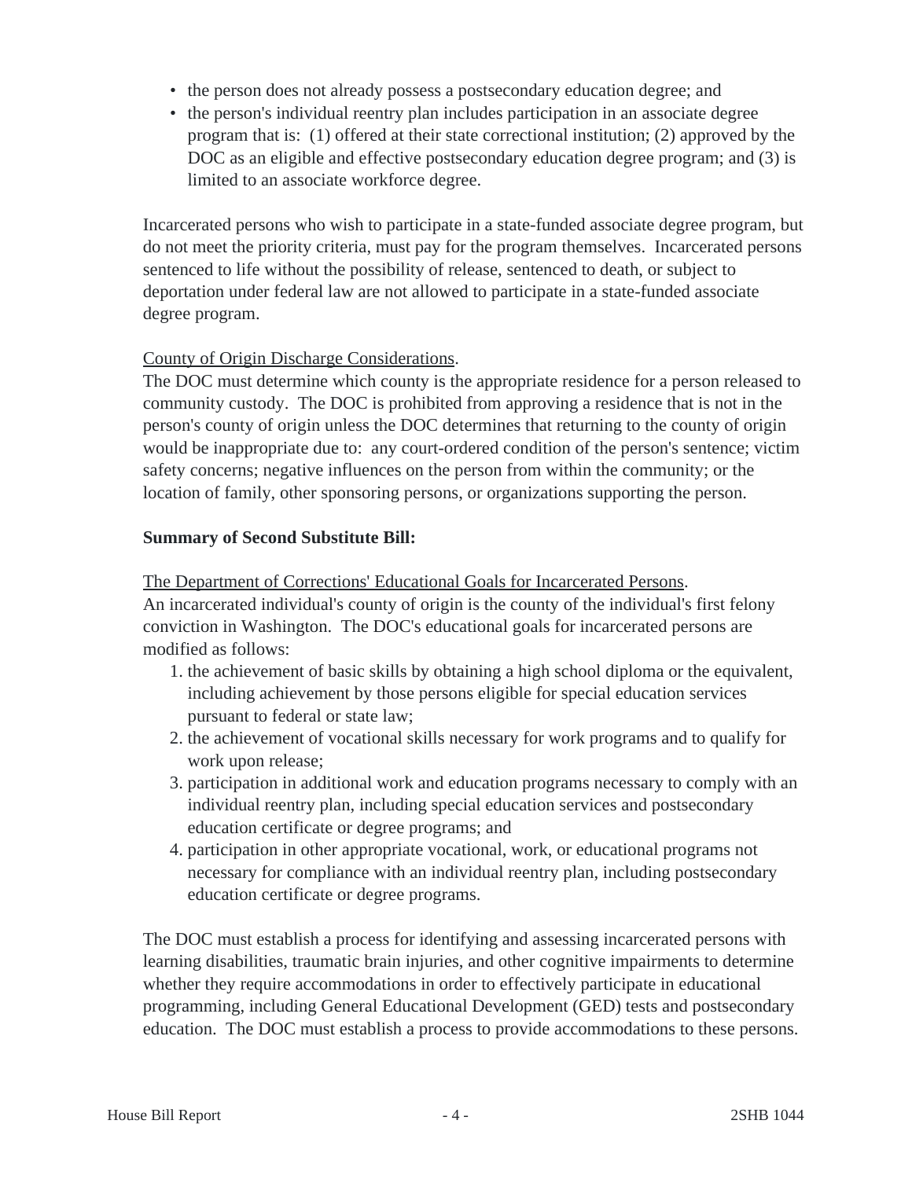- the person does not already possess a postsecondary education degree; and
- the person's individual reentry plan includes participation in an associate degree program that is: (1) offered at their state correctional institution; (2) approved by the DOC as an eligible and effective postsecondary education degree program; and (3) is limited to an associate workforce degree.

Incarcerated persons who wish to participate in a state-funded associate degree program, but do not meet the priority criteria, must pay for the program themselves. Incarcerated persons sentenced to life without the possibility of release, sentenced to death, or subject to deportation under federal law are not allowed to participate in a state-funded associate degree program.

County of Origin Discharge Considerations.
The DOC must determine which county is the appropriate residence for a person released to community custody. The DOC is prohibited from approving a residence that is not in the person's county of origin unless the DOC determines that returning to the county of origin would be inappropriate due to: any court-ordered condition of the person's sentence; victim safety concerns; negative influences on the person from within the community; or the location of family, other sponsoring persons, or organizations supporting the person.

**Summary of Second Substitute Bill:**

The Department of Corrections' Educational Goals for Incarcerated Persons.
An incarcerated individual's county of origin is the county of the individual's first felony conviction in Washington. The DOC's educational goals for incarcerated persons are modified as follows:

1. the achievement of basic skills by obtaining a high school diploma or the equivalent, including achievement by those persons eligible for special education services pursuant to federal or state law;
2. the achievement of vocational skills necessary for work programs and to qualify for work upon release;
3. participation in additional work and education programs necessary to comply with an individual reentry plan, including special education services and postsecondary education certificate or degree programs; and
4. participation in other appropriate vocational, work, or educational programs not necessary for compliance with an individual reentry plan, including postsecondary education certificate or degree programs.

The DOC must establish a process for identifying and assessing incarcerated persons with learning disabilities, traumatic brain injuries, and other cognitive impairments to determine whether they require accommodations in order to effectively participate in educational programming, including General Educational Development (GED) tests and postsecondary education. The DOC must establish a process to provide accommodations to these persons.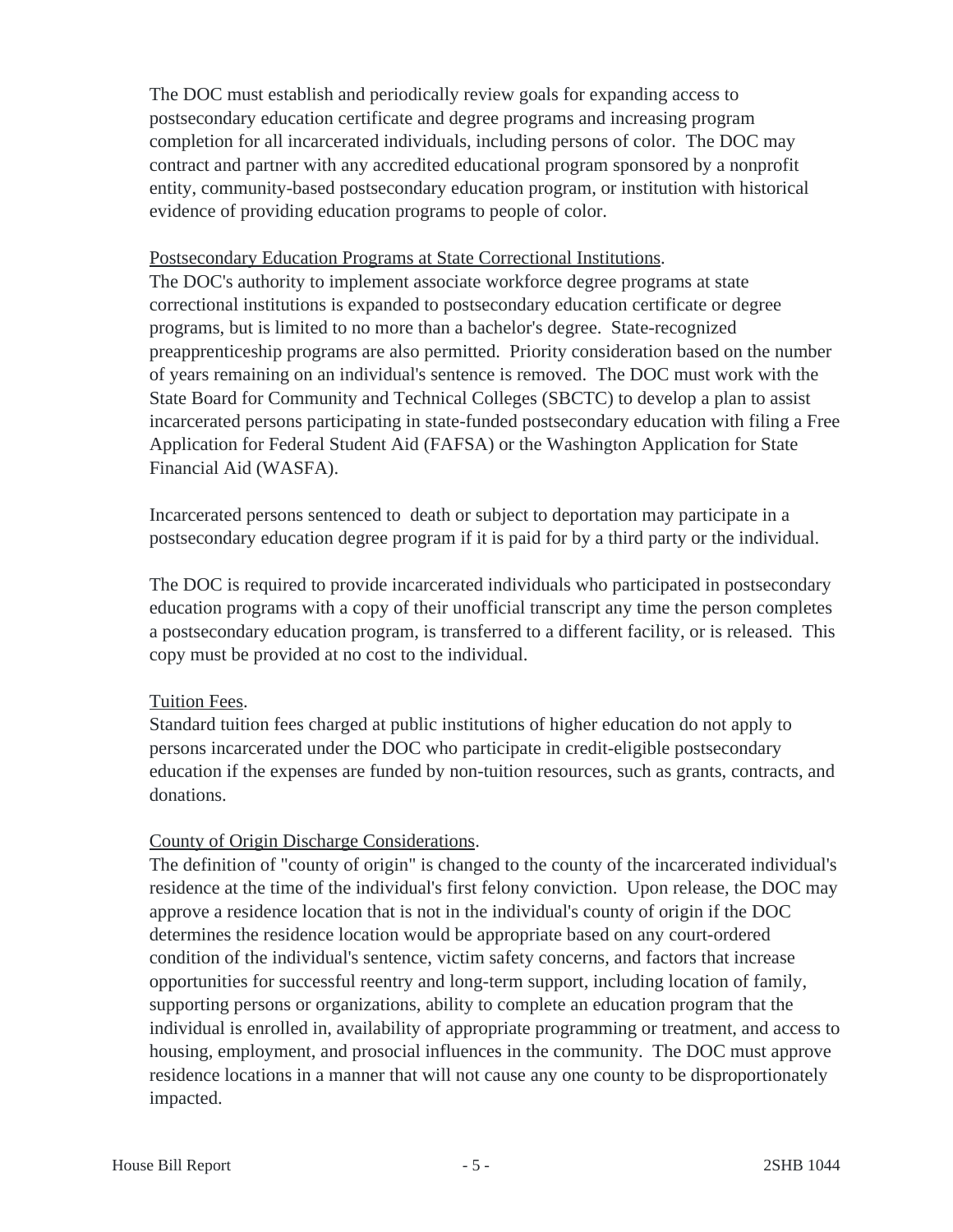The DOC must establish and periodically review goals for expanding access to postsecondary education certificate and degree programs and increasing program completion for all incarcerated individuals, including persons of color. The DOC may contract and partner with any accredited educational program sponsored by a nonprofit entity, community-based postsecondary education program, or institution with historical evidence of providing education programs to people of color.

Postsecondary Education Programs at State Correctional Institutions.
The DOC's authority to implement associate workforce degree programs at state correctional institutions is expanded to postsecondary education certificate or degree programs, but is limited to no more than a bachelor's degree. State-recognized preapprenticeship programs are also permitted. Priority consideration based on the number of years remaining on an individual's sentence is removed. The DOC must work with the State Board for Community and Technical Colleges (SBCTC) to develop a plan to assist incarcerated persons participating in state-funded postsecondary education with filing a Free Application for Federal Student Aid (FAFSA) or the Washington Application for State Financial Aid (WASFA).

Incarcerated persons sentenced to death or subject to deportation may participate in a postsecondary education degree program if it is paid for by a third party or the individual.

The DOC is required to provide incarcerated individuals who participated in postsecondary education programs with a copy of their unofficial transcript any time the person completes a postsecondary education program, is transferred to a different facility, or is released. This copy must be provided at no cost to the individual.

Tuition Fees.
Standard tuition fees charged at public institutions of higher education do not apply to persons incarcerated under the DOC who participate in credit-eligible postsecondary education if the expenses are funded by non-tuition resources, such as grants, contracts, and donations.

County of Origin Discharge Considerations.
The definition of "county of origin" is changed to the county of the incarcerated individual's residence at the time of the individual's first felony conviction. Upon release, the DOC may approve a residence location that is not in the individual's county of origin if the DOC determines the residence location would be appropriate based on any court-ordered condition of the individual's sentence, victim safety concerns, and factors that increase opportunities for successful reentry and long-term support, including location of family, supporting persons or organizations, ability to complete an education program that the individual is enrolled in, availability of appropriate programming or treatment, and access to housing, employment, and prosocial influences in the community. The DOC must approve residence locations in a manner that will not cause any one county to be disproportionately impacted.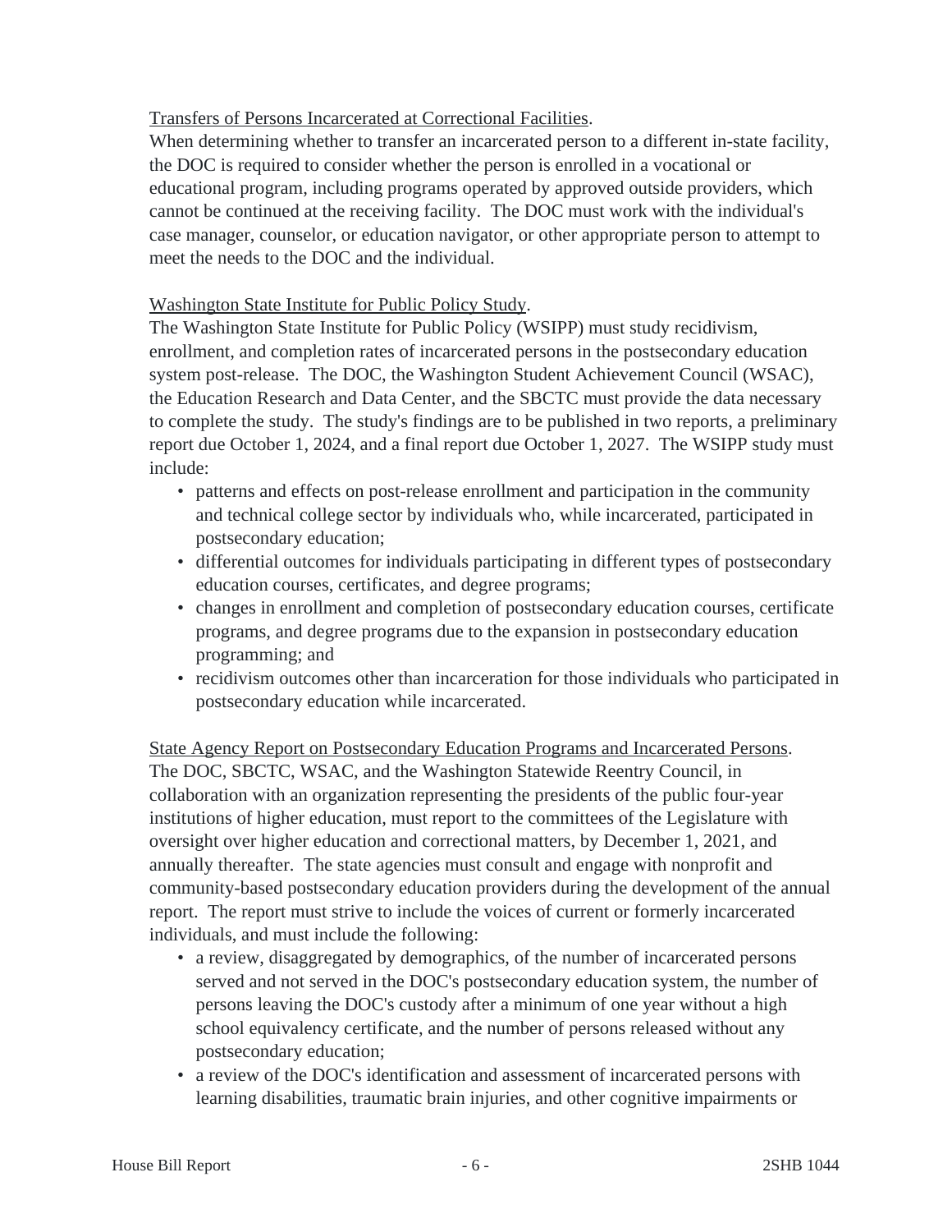Transfers of Persons Incarcerated at Correctional Facilities.

When determining whether to transfer an incarcerated person to a different in-state facility, the DOC is required to consider whether the person is enrolled in a vocational or educational program, including programs operated by approved outside providers, which cannot be continued at the receiving facility. The DOC must work with the individual's case manager, counselor, or education navigator, or other appropriate person to attempt to meet the needs to the DOC and the individual.

Washington State Institute for Public Policy Study.

The Washington State Institute for Public Policy (WSIPP) must study recidivism, enrollment, and completion rates of incarcerated persons in the postsecondary education system post-release. The DOC, the Washington Student Achievement Council (WSAC), the Education Research and Data Center, and the SBCTC must provide the data necessary to complete the study. The study's findings are to be published in two reports, a preliminary report due October 1, 2024, and a final report due October 1, 2027. The WSIPP study must include:

- patterns and effects on post-release enrollment and participation in the community and technical college sector by individuals who, while incarcerated, participated in postsecondary education;
- differential outcomes for individuals participating in different types of postsecondary education courses, certificates, and degree programs;
- changes in enrollment and completion of postsecondary education courses, certificate programs, and degree programs due to the expansion in postsecondary education programming; and
- recidivism outcomes other than incarceration for those individuals who participated in postsecondary education while incarcerated.

State Agency Report on Postsecondary Education Programs and Incarcerated Persons.

The DOC, SBCTC, WSAC, and the Washington Statewide Reentry Council, in collaboration with an organization representing the presidents of the public four-year institutions of higher education, must report to the committees of the Legislature with oversight over higher education and correctional matters, by December 1, 2021, and annually thereafter. The state agencies must consult and engage with nonprofit and community-based postsecondary education providers during the development of the annual report. The report must strive to include the voices of current or formerly incarcerated individuals, and must include the following:

- a review, disaggregated by demographics, of the number of incarcerated persons served and not served in the DOC's postsecondary education system, the number of persons leaving the DOC's custody after a minimum of one year without a high school equivalency certificate, and the number of persons released without any postsecondary education;
- a review of the DOC's identification and assessment of incarcerated persons with learning disabilities, traumatic brain injuries, and other cognitive impairments or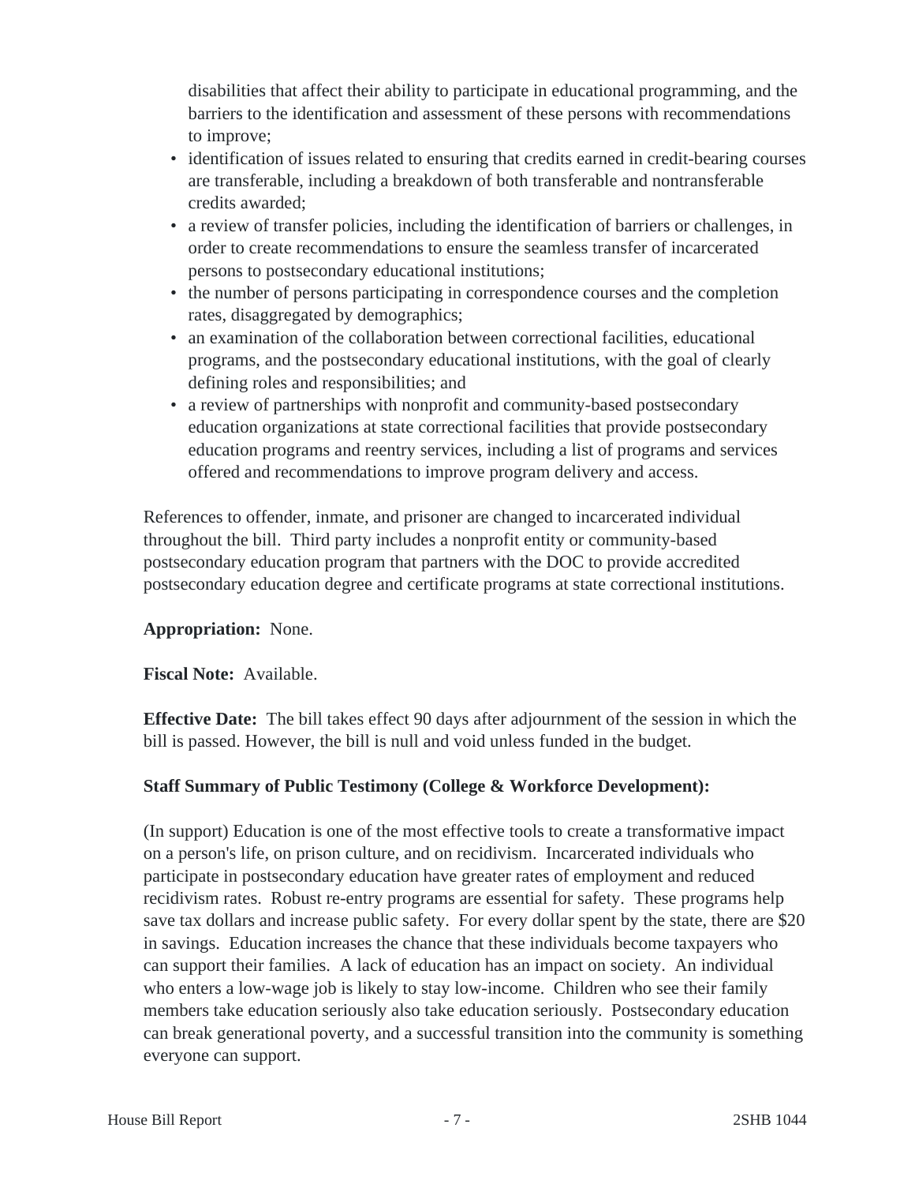disabilities that affect their ability to participate in educational programming, and the barriers to the identification and assessment of these persons with recommendations to improve;

- identification of issues related to ensuring that credits earned in credit-bearing courses are transferable, including a breakdown of both transferable and nontransferable credits awarded;
- a review of transfer policies, including the identification of barriers or challenges, in order to create recommendations to ensure the seamless transfer of incarcerated persons to postsecondary educational institutions;
- the number of persons participating in correspondence courses and the completion rates, disaggregated by demographics;
- an examination of the collaboration between correctional facilities, educational programs, and the postsecondary educational institutions, with the goal of clearly defining roles and responsibilities; and
- a review of partnerships with nonprofit and community-based postsecondary education organizations at state correctional facilities that provide postsecondary education programs and reentry services, including a list of programs and services offered and recommendations to improve program delivery and access.

References to offender, inmate, and prisoner are changed to incarcerated individual throughout the bill. Third party includes a nonprofit entity or community-based postsecondary education program that partners with the DOC to provide accredited postsecondary education degree and certificate programs at state correctional institutions.

**Appropriation:** None.

**Fiscal Note:** Available.

**Effective Date:** The bill takes effect 90 days after adjournment of the session in which the bill is passed. However, the bill is null and void unless funded in the budget.

**Staff Summary of Public Testimony (College & Workforce Development):**

(In support) Education is one of the most effective tools to create a transformative impact on a person's life, on prison culture, and on recidivism. Incarcerated individuals who participate in postsecondary education have greater rates of employment and reduced recidivism rates. Robust re-entry programs are essential for safety. These programs help save tax dollars and increase public safety. For every dollar spent by the state, there are $20 in savings. Education increases the chance that these individuals become taxpayers who can support their families. A lack of education has an impact on society. An individual who enters a low-wage job is likely to stay low-income. Children who see their family members take education seriously also take education seriously. Postsecondary education can break generational poverty, and a successful transition into the community is something everyone can support.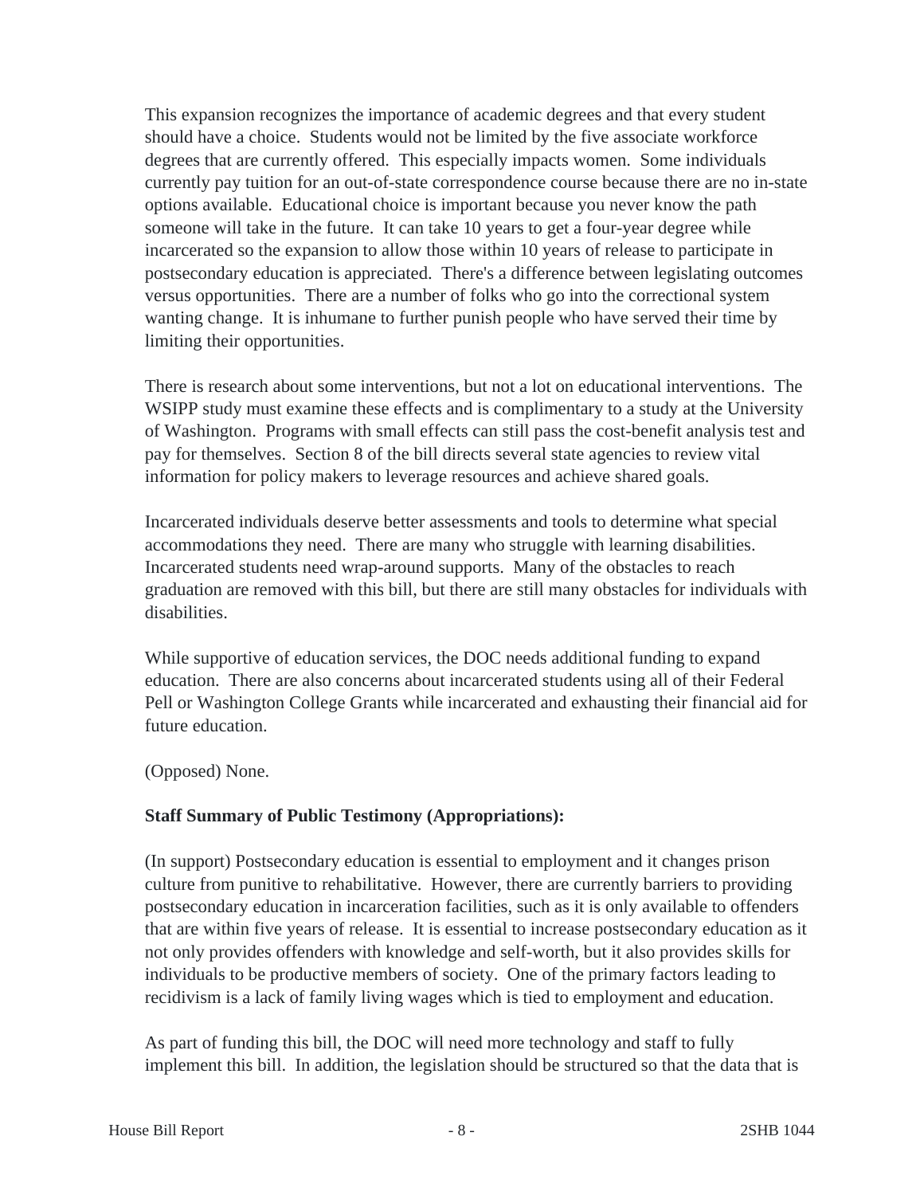This expansion recognizes the importance of academic degrees and that every student should have a choice. Students would not be limited by the five associate workforce degrees that are currently offered. This especially impacts women. Some individuals currently pay tuition for an out-of-state correspondence course because there are no in-state options available. Educational choice is important because you never know the path someone will take in the future. It can take 10 years to get a four-year degree while incarcerated so the expansion to allow those within 10 years of release to participate in postsecondary education is appreciated. There's a difference between legislating outcomes versus opportunities. There are a number of folks who go into the correctional system wanting change. It is inhumane to further punish people who have served their time by limiting their opportunities.

There is research about some interventions, but not a lot on educational interventions. The WSIPP study must examine these effects and is complimentary to a study at the University of Washington. Programs with small effects can still pass the cost-benefit analysis test and pay for themselves. Section 8 of the bill directs several state agencies to review vital information for policy makers to leverage resources and achieve shared goals.

Incarcerated individuals deserve better assessments and tools to determine what special accommodations they need. There are many who struggle with learning disabilities. Incarcerated students need wrap-around supports. Many of the obstacles to reach graduation are removed with this bill, but there are still many obstacles for individuals with disabilities.

While supportive of education services, the DOC needs additional funding to expand education. There are also concerns about incarcerated students using all of their Federal Pell or Washington College Grants while incarcerated and exhausting their financial aid for future education.

(Opposed) None.

**Staff Summary of Public Testimony (Appropriations):**

(In support) Postsecondary education is essential to employment and it changes prison culture from punitive to rehabilitative. However, there are currently barriers to providing postsecondary education in incarceration facilities, such as it is only available to offenders that are within five years of release. It is essential to increase postsecondary education as it not only provides offenders with knowledge and self-worth, but it also provides skills for individuals to be productive members of society. One of the primary factors leading to recidivism is a lack of family living wages which is tied to employment and education.

As part of funding this bill, the DOC will need more technology and staff to fully implement this bill. In addition, the legislation should be structured so that the data that is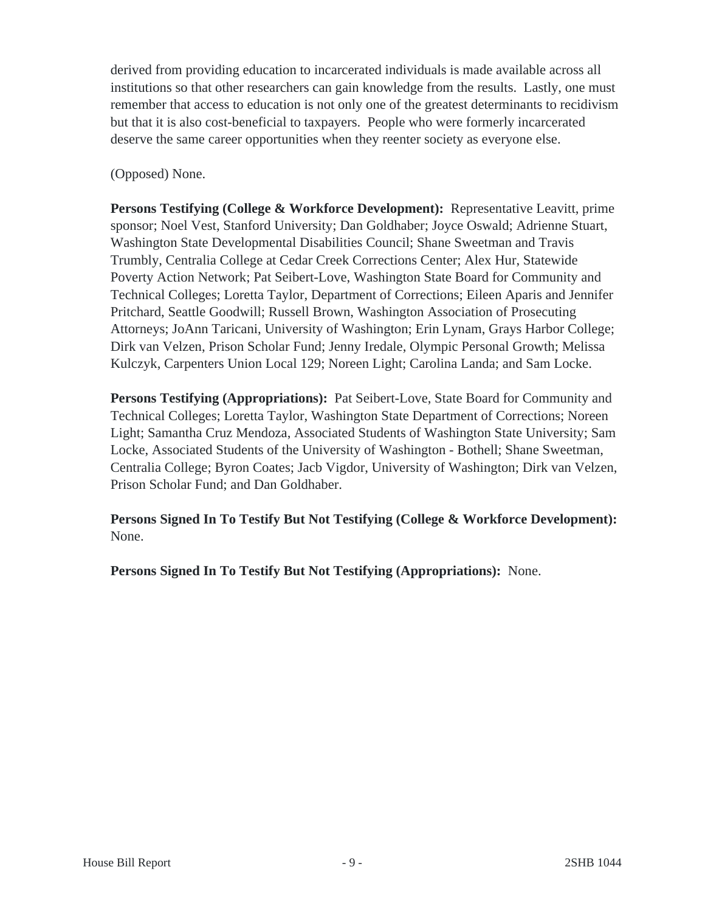derived from providing education to incarcerated individuals is made available across all institutions so that other researchers can gain knowledge from the results. Lastly, one must remember that access to education is not only one of the greatest determinants to recidivism but that it is also cost-beneficial to taxpayers. People who were formerly incarcerated deserve the same career opportunities when they reenter society as everyone else.

(Opposed) None.

**Persons Testifying (College & Workforce Development):** Representative Leavitt, prime sponsor; Noel Vest, Stanford University; Dan Goldhaber; Joyce Oswald; Adrienne Stuart, Washington State Developmental Disabilities Council; Shane Sweetman and Travis Trumbly, Centralia College at Cedar Creek Corrections Center; Alex Hur, Statewide Poverty Action Network; Pat Seibert-Love, Washington State Board for Community and Technical Colleges; Loretta Taylor, Department of Corrections; Eileen Aparis and Jennifer Pritchard, Seattle Goodwill; Russell Brown, Washington Association of Prosecuting Attorneys; JoAnn Taricani, University of Washington; Erin Lynam, Grays Harbor College; Dirk van Velzen, Prison Scholar Fund; Jenny Iredale, Olympic Personal Growth; Melissa Kulczyk, Carpenters Union Local 129; Noreen Light; Carolina Landa; and Sam Locke.

**Persons Testifying (Appropriations):** Pat Seibert-Love, State Board for Community and Technical Colleges; Loretta Taylor, Washington State Department of Corrections; Noreen Light; Samantha Cruz Mendoza, Associated Students of Washington State University; Sam Locke, Associated Students of the University of Washington - Bothell; Shane Sweetman, Centralia College; Byron Coates; Jacb Vigdor, University of Washington; Dirk van Velzen, Prison Scholar Fund; and Dan Goldhaber.

**Persons Signed In To Testify But Not Testifying (College & Workforce Development):** None.

**Persons Signed In To Testify But Not Testifying (Appropriations):** None.